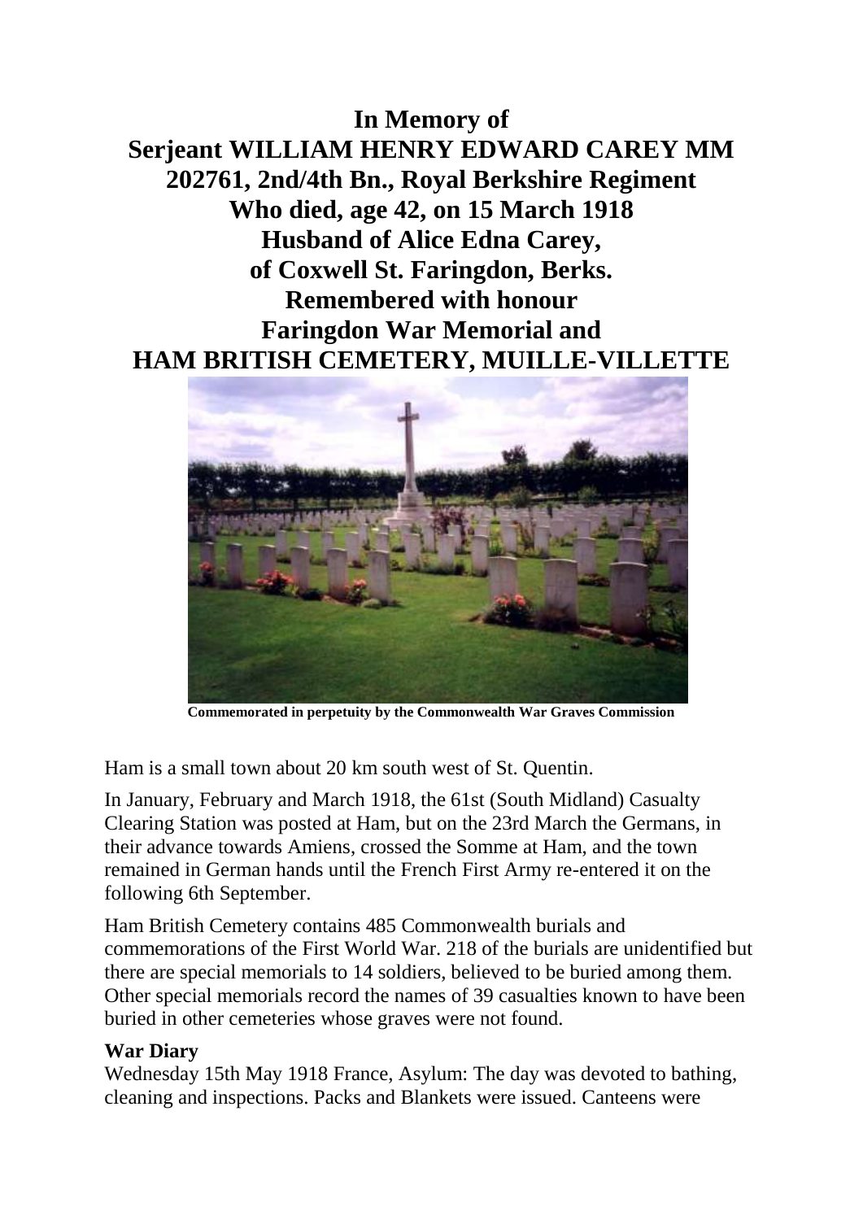# In Memory of
# Serjeant WILLIAM HENRY EDWARD CAREY MM
# 202761, 2nd/4th Bn., Royal Berkshire Regiment
# Who died, age 42, on 15 March 1918
# Husband of Alice Edna Carey,
# of Coxwell St. Faringdon, Berks.
# Remembered with honour
# Faringdon War Memorial and
# HAM BRITISH CEMETERY, MUILLE-VILLETTE

**Commemorated in perpetuity by the Commonwealth War Graves Commission**

Ham is a small town about 20 km south west of St. Quentin.

In January, February and March 1918, the 61st (South Midland) Casualty Clearing Station was posted at Ham, but on the 23rd March the Germans, in their advance towards Amiens, crossed the Somme at Ham, and the town remained in German hands until the French First Army re-entered it on the following 6th September.

Ham British Cemetery contains 485 Commonwealth burials and commemorations of the First World War. 218 of the burials are unidentified but there are special memorials to 14 soldiers, believed to be buried among them. Other special memorials record the names of 39 casualties known to have been buried in other cemeteries whose graves were not found.

**War Diary**

Wednesday 15th May 1918 France, Asylum: The day was devoted to bathing, cleaning and inspections. Packs and Blankets were issued. Canteens were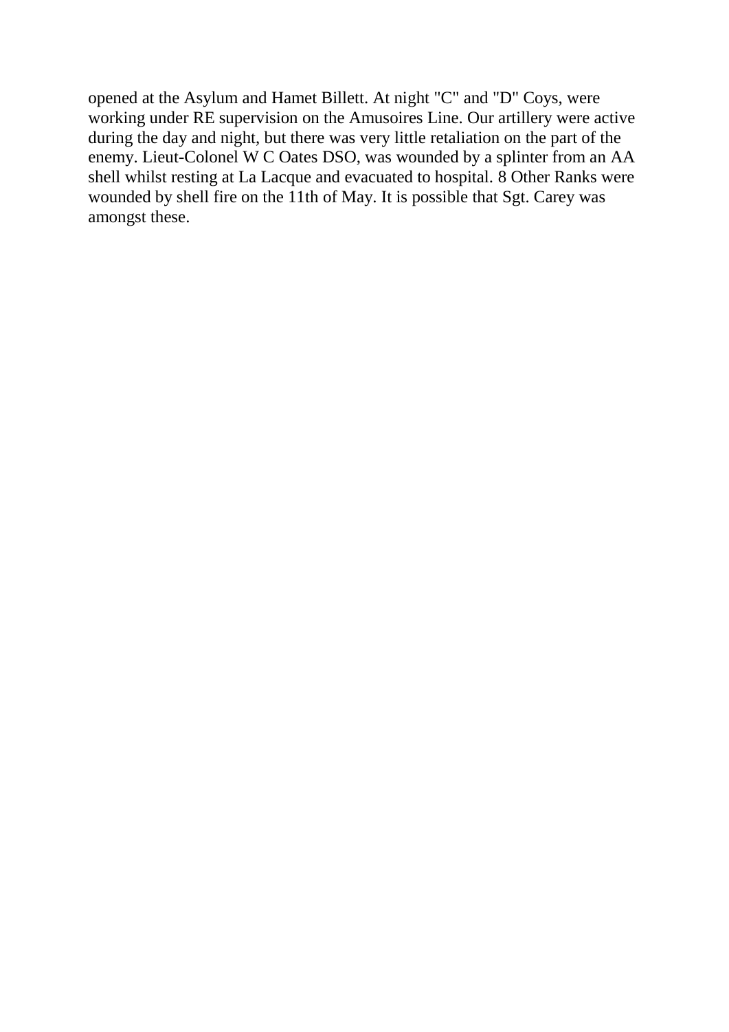opened at the Asylum and Hamet Billett. At night "C" and "D" Coys, were working under RE supervision on the Amusoires Line. Our artillery were active during the day and night, but there was very little retaliation on the part of the enemy. Lieut-Colonel W C Oates DSO, was wounded by a splinter from an AA shell whilst resting at La Lacque and evacuated to hospital. 8 Other Ranks were wounded by shell fire on the 11th of May. It is possible that Sgt. Carey was amongst these.